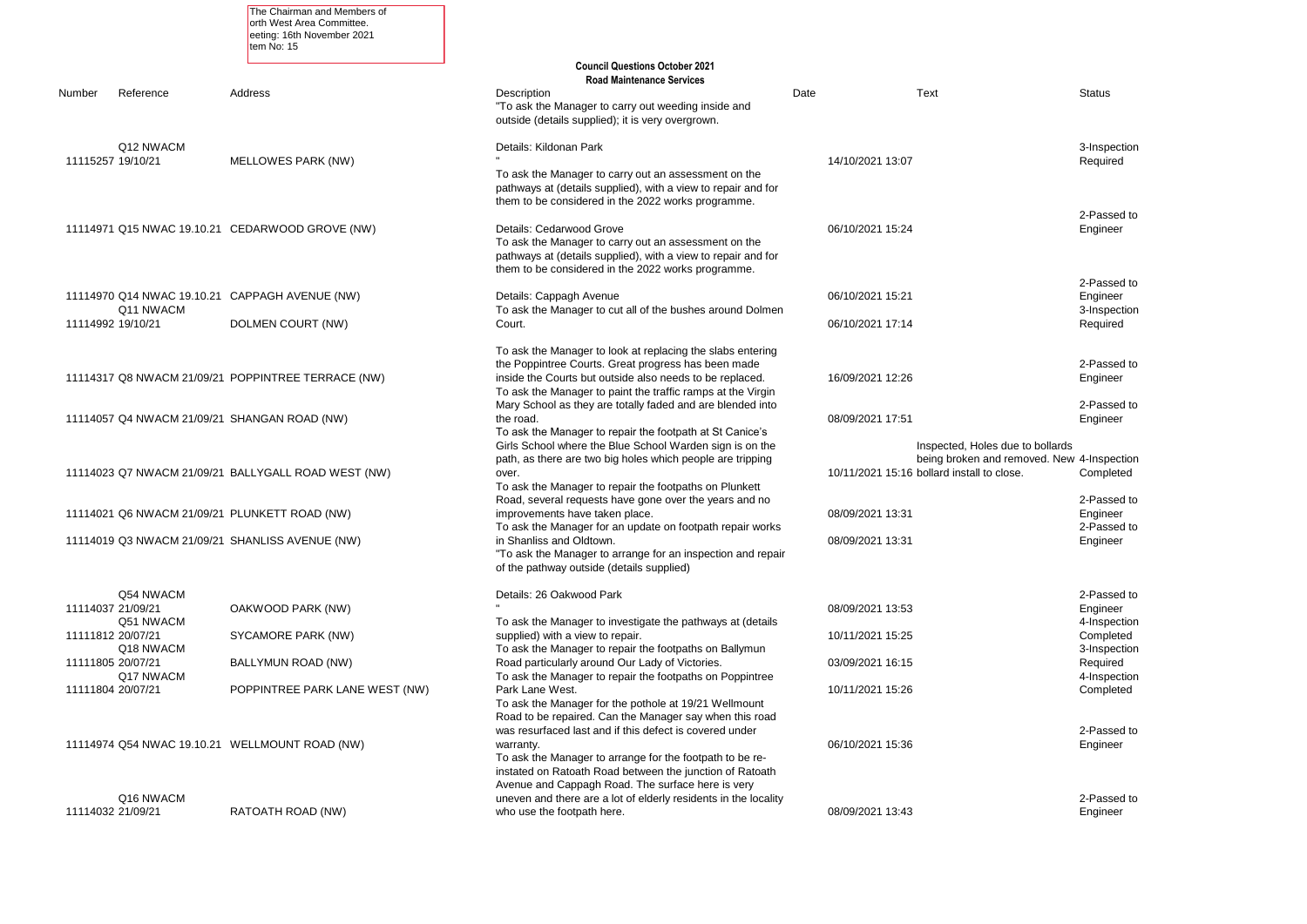The Chairman and Members of
orth West Area Committee.
eeting: 16th November 2021
tem No: 15

**Council Questions October 2021**
**Road Maintenance Services**

| Number | Reference | Address | Description | Date | Text | Status |
|---|---|---|---|---|---|---|
| 11115257 | Q12 NWACM 19/10/21 | MELLOWES PARK (NW) | "To ask the Manager to carry out weeding inside and outside (details supplied); it is very overgrown. Details: Kildonan Park " | 14/10/2021 13:07 | | 3-Inspection Required |
| 11114971 | Q15 NWAC 19.10.21 | CEDARWOOD GROVE (NW) | To ask the Manager to carry out an assessment on the pathways at (details supplied), with a view to repair and for them to be considered in the 2022 works programme. Details: Cedarwood Grove | 06/10/2021 15:24 | | 2-Passed to Engineer |
| 11114970 | Q14 NWAC 19.10.21 | CAPPAGH AVENUE (NW) | To ask the Manager to carry out an assessment on the pathways at (details supplied), with a view to repair and for them to be considered in the 2022 works programme. Details: Cappagh Avenue | 06/10/2021 15:21 | | 2-Passed to Engineer |
| 11114992 | Q11 NWACM 19/10/21 | DOLMEN COURT (NW) | To ask the Manager to cut all of the bushes around Dolmen Court. | 06/10/2021 17:14 | | 3-Inspection Required |
| 11114317 | Q8 NWACM 21/09/21 | POPPINTREE TERRACE (NW) | To ask the Manager to look at replacing the slabs entering the Poppintree Courts. Great progress has been made inside the Courts but outside also needs to be replaced. | 16/09/2021 12:26 | | 2-Passed to Engineer |
| 11114057 | Q4 NWACM 21/09/21 | SHANGAN ROAD (NW) | To ask the Manager to paint the traffic ramps at the Virgin Mary School as they are totally faded and are blended into the road. | 08/09/2021 17:51 | | 2-Passed to Engineer |
| 11114023 | Q7 NWACM 21/09/21 | BALLYGALL ROAD WEST (NW) | To ask the Manager to repair the footpath at St Canice's Girls School where the Blue School Warden sign is on the path, as there are two big holes which people are tripping over. | 10/11/2021 15:16 | Inspected, Holes due to bollards being broken and removed. New bollard install to close. | 4-Inspection Completed |
| 11114021 | Q6 NWACM 21/09/21 | PLUNKETT ROAD (NW) | To ask the Manager to repair the footpaths on Plunkett Road, several requests have gone over the years and no improvements have taken place. | 08/09/2021 13:31 | | 2-Passed to Engineer |
| 11114019 | Q3 NWACM 21/09/21 | SHANLISS AVENUE (NW) | To ask the Manager for an update on footpath repair works in Shanliss and Oldtown. | 08/09/2021 13:31 | | 2-Passed to Engineer |
| 11114037 | Q54 NWACM 21/09/21 | OAKWOOD PARK (NW) | "To ask the Manager to arrange for an inspection and repair of the pathway outside (details supplied) Details: 26 Oakwood Park " | 08/09/2021 13:53 | | 2-Passed to Engineer |
| 11111812 | Q51 NWACM 20/07/21 | SYCAMORE PARK (NW) | To ask the Manager to investigate the pathways at (details supplied) with a view to repair. | 10/11/2021 15:25 | | 4-Inspection Completed |
| 11111805 | Q18 NWACM 20/07/21 | BALLYMUN ROAD (NW) | To ask the Manager to repair the footpaths on Ballymun Road particularly around Our Lady of Victories. | 03/09/2021 16:15 | | 3-Inspection Required |
| 11111804 | Q17 NWACM 20/07/21 | POPPINTREE PARK LANE WEST (NW) | To ask the Manager to repair the footpaths on Poppintree Park Lane West. | 10/11/2021 15:26 | | 4-Inspection Completed |
| 11114974 | Q54 NWAC 19.10.21 | WELLMOUNT ROAD (NW) | To ask the Manager for the pothole at 19/21 Wellmount Road to be repaired. Can the Manager say when this road was resurfaced last and if this defect is covered under warranty. | 06/10/2021 15:36 | | 2-Passed to Engineer |
| 11114032 | Q16 NWACM 21/09/21 | RATOATH ROAD (NW) | To ask the Manager to arrange for the footpath to be re-instated on Ratoath Road between the junction of Ratoath Avenue and Cappagh Road. The surface here is very uneven and there are a lot of elderly residents in the locality who use the footpath here. | 08/09/2021 13:43 | | 2-Passed to Engineer |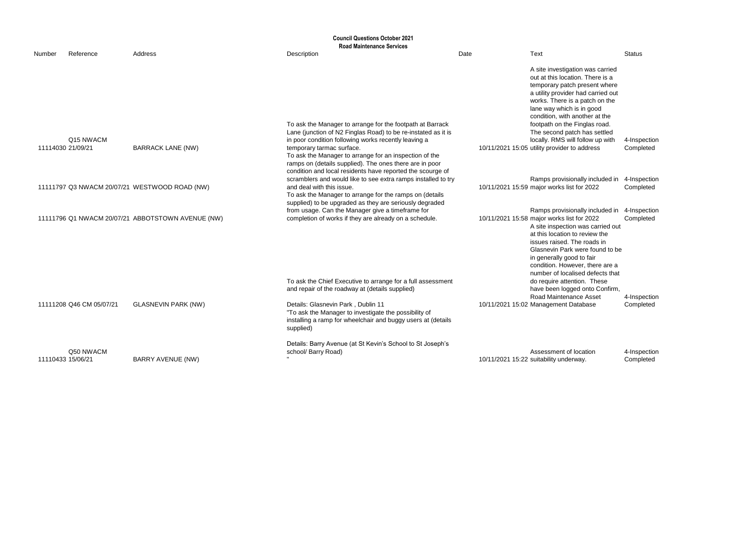**Council Questions October 2021**
**Road Maintenance Services**

| Number | Reference | Address | Description | Date | Text | Status |
|---|---|---|---|---|---|---|
| 11114030 | Q15 NWACM 21/09/21 | BARRACK LANE (NW) | To ask the Manager to arrange for the footpath at Barrack Lane (junction of N2 Finglas Road) to be re-instated as it is in poor condition following works recently leaving a temporary tarmac surface. | 10/11/2021 15:05 | A site investigation was carried out at this location. There is a temporary patch present where a utility provider had carried out works. There is a patch on the lane way which is in good condition, with another at the footpath on the Finglas road. The second patch has settled locally. RMS will follow up with utility provider to address | 4-Inspection Completed |
| 11111797 | Q3 NWACM 20/07/21 | WESTWOOD ROAD (NW) | To ask the Manager to arrange for an inspection of the ramps on (details supplied). The ones there are in poor condition and local residents have reported the scourge of scramblers and would like to see extra ramps installed to try and deal with this issue. | 10/11/2021 15:59 | Ramps provisionally included in major works list for 2022 | 4-Inspection Completed |
| 11111796 | Q1 NWACM 20/07/21 | ABBOTSTOWN AVENUE (NW) | To ask the Manager to arrange for the ramps on (details supplied) to be upgraded as they are seriously degraded from usage. Can the Manager give a timeframe for completion of works if they are already on a schedule. | 10/11/2021 15:58 | Ramps provisionally included in major works list for 2022 | 4-Inspection Completed |
| 11111208 | Q46 CM 05/07/21 | GLASNEVIN PARK (NW) | To ask the Chief Executive to arrange for a full assessment and repair of the roadway at (details supplied)<br><br>Details: Glasnevin Park , Dublin 11 | 10/11/2021 15:02 | A site inspection was carried out at this location to review the issues raised. The roads in Glasnevin Park were found to be in generally good to fair condition. However, there are a number of localised defects that do require attention. These have been logged onto Confirm, Road Maintenance Asset Management Database | 4-Inspection Completed |
| 11110433 | Q50 NWACM 15/06/21 | BARRY AVENUE (NW) | "To ask the Manager to investigate the possibility of installing a ramp for wheelchair and buggy users at (details supplied)<br><br>Details: Barry Avenue (at St Kevin's School to St Joseph's school/ Barry Road)<br>" | 10/11/2021 15:22 | Assessment of location suitability underway. | 4-Inspection Completed |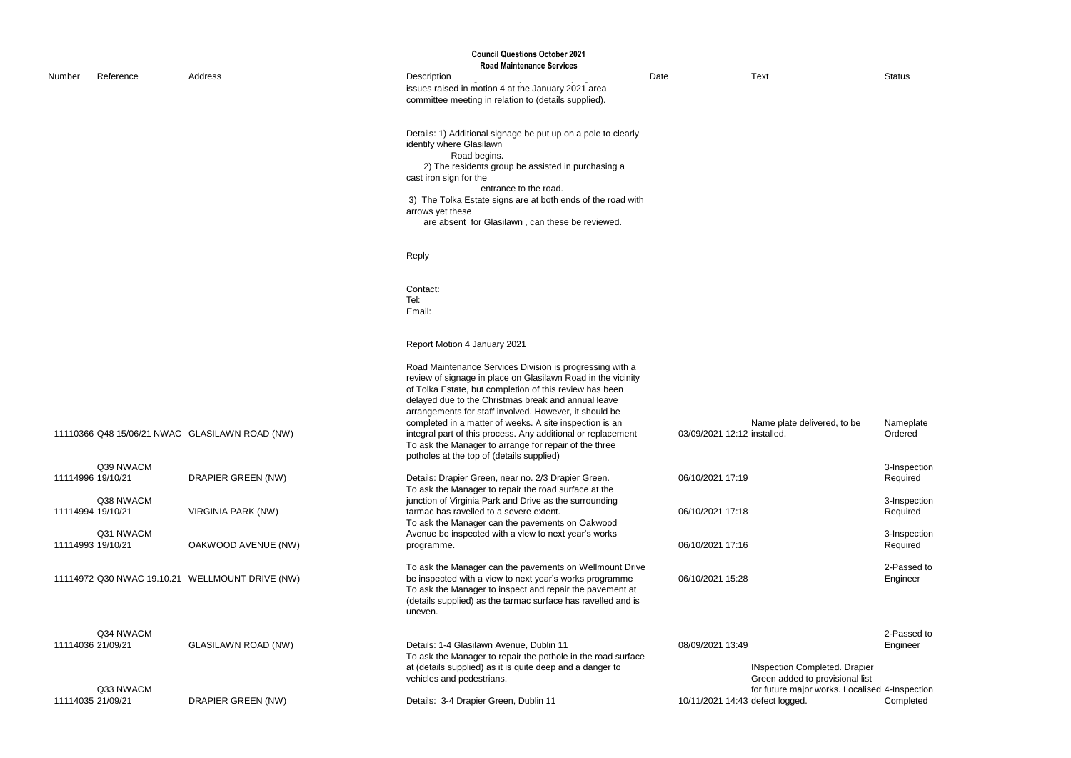# Council Questions October 2021

## Road Maintenance Services

| Number | Reference | Address | Description | Date | Text | Status |
|---|---|---|---|---|---|---|
| 11110366 | Q48 15/06/21 NWAC | GLASILAWN ROAD (NW) | issues raised in motion 4 at the January 2021 area committee meeting in relation to (details supplied).<br><br>Details: 1) Additional signage be put up on a pole to clearly identify where Glasilawn Road begins.<br>2) The residents group be assisted in purchasing a cast iron sign for the entrance to the road.<br>3) The Tolka Estate signs are at both ends of the road with arrows yet these are absent for Glasilawn , can these be reviewed.<br><br>Reply<br><br>Contact:<br>Tel:<br>Email:<br><br>Report Motion 4 January 2021<br><br>Road Maintenance Services Division is progressing with a review of signage in place on Glasilawn Road in the vicinity of Tolka Estate, but completion of this review has been delayed due to the Christmas break and annual leave arrangements for staff involved. However, it should be completed in a matter of weeks. A site inspection is an integral part of this process. Any additional or replacement | 03/09/2021 12:12 | Name plate delivered, to be installed. | Nameplate Ordered |
| 11114996 | Q39 NWACM 19/10/21 | DRAPIER GREEN (NW) | To ask the Manager to arrange for repair of the three potholes at the top of (details supplied)<br><br>Details: Drapier Green, near no. 2/3 Drapier Green. | 06/10/2021 17:19 | | 3-Inspection Required |
| 11114994 | Q38 NWACM 19/10/21 | VIRGINIA PARK (NW) | To ask the Manager to repair the road surface at the junction of Virginia Park and Drive as the surrounding tarmac has ravelled to a severe extent. | 06/10/2021 17:18 | | 3-Inspection Required |
| 11114993 | Q31 NWACM 19/10/21 | OAKWOOD AVENUE (NW) | To ask the Manager can the pavements on Oakwood Avenue be inspected with a view to next year's works programme. | 06/10/2021 17:16 | | 3-Inspection Required |
| 11114972 | Q30 NWAC 19.10.21 | WELLMOUNT DRIVE (NW) | To ask the Manager can the pavements on Wellmount Drive be inspected with a view to next year's works programme | 06/10/2021 15:28 | | 2-Passed to Engineer |
| 11114036 | Q34 NWACM 21/09/21 | GLASILAWN ROAD (NW) | To ask the Manager to inspect and repair the pavement at (details supplied) as the tarmac surface has ravelled and is uneven.<br><br>Details: 1-4 Glasilawn Avenue, Dublin 11 | 08/09/2021 13:49 | | 2-Passed to Engineer |
| 11114035 | Q33 NWACM 21/09/21 | DRAPIER GREEN (NW) | To ask the Manager to repair the pothole in the road surface at (details supplied) as it is quite deep and a danger to vehicles and pedestrians.<br><br>Details: 3-4 Drapier Green, Dublin 11 | 10/11/2021 14:43 | INspection Completed. Drapier Green added to provisional list for future major works. Localised defect logged. | 4-Inspection Completed |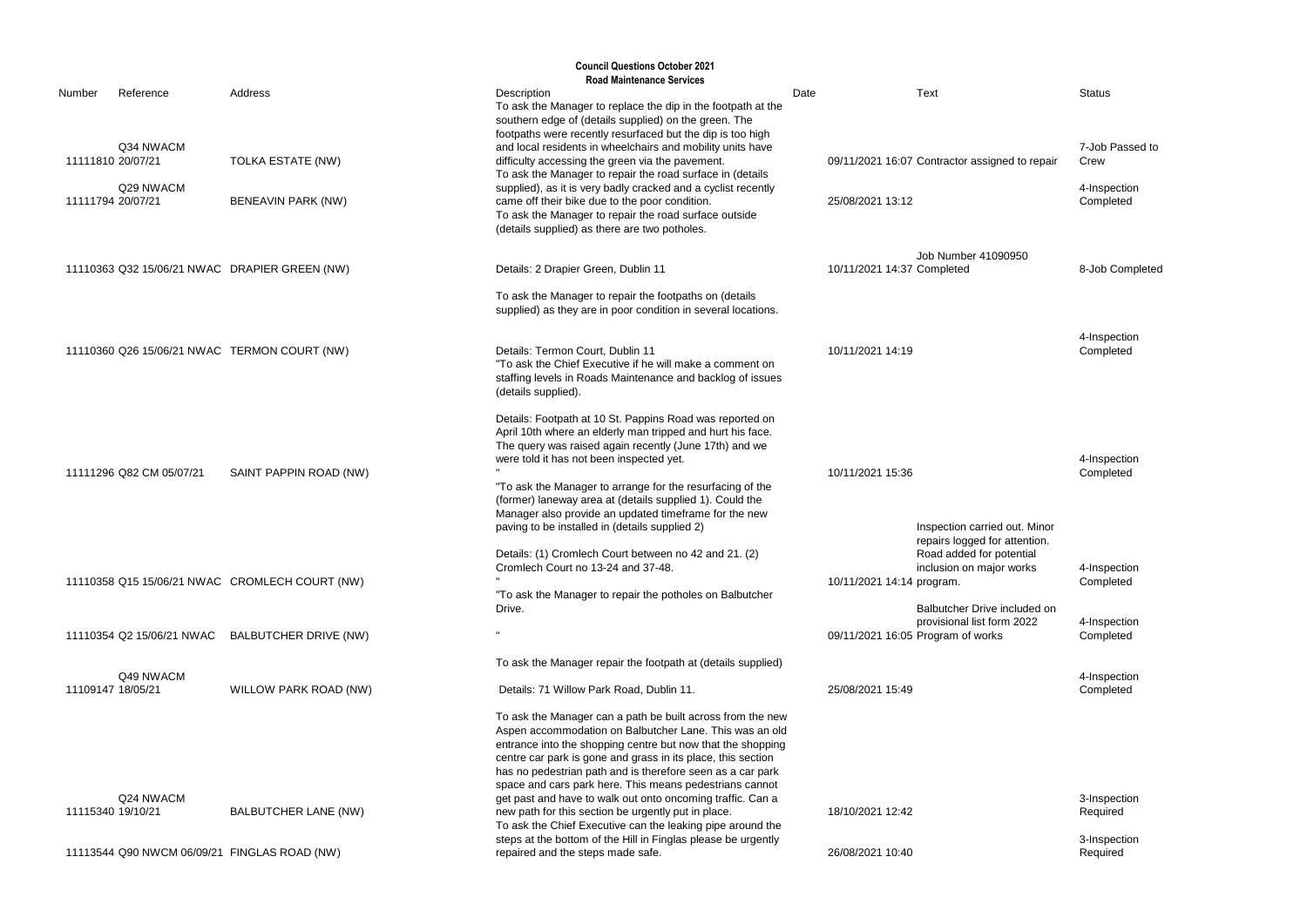**Council Questions October 2021**
**Road Maintenance Services**

| Number | Reference | Address | Description | Date | Text | Status |
|---|---|---|---|---|---|---|
| 11111810 | Q34 NWACM 20/07/21 | TOLKA ESTATE (NW) | To ask the Manager to replace the dip in the footpath at the southern edge of (details supplied) on the green. The footpaths were recently resurfaced but the dip is too high and local residents in wheelchairs and mobility units have difficulty accessing the green via the pavement. | 09/11/2021 16:07 | Contractor assigned to repair | 7-Job Passed to Crew |
| 11111794 | Q29 NWACM 20/07/21 | BENEAVIN PARK (NW) | To ask the Manager to repair the road surface in (details supplied), as it is very badly cracked and a cyclist recently came off their bike due to the poor condition. | 25/08/2021 13:12 | | 4-Inspection Completed |
| 11110363 | Q32 15/06/21 NWAC | DRAPIER GREEN (NW) | To ask the Manager to repair the road surface outside (details supplied) as there are two potholes. Details: 2 Drapier Green, Dublin 11 | 10/11/2021 14:37 | Job Number 41090950 Completed | 8-Job Completed |
| 11110360 | Q26 15/06/21 NWAC | TERMON COURT (NW) | To ask the Manager to repair the footpaths on (details supplied) as they are in poor condition in several locations. Details: Termon Court, Dublin 11 | 10/11/2021 14:19 | | 4-Inspection Completed |
| 11111296 | Q82 CM 05/07/21 | SAINT PAPPIN ROAD (NW) | "To ask the Chief Executive if he will make a comment on staffing levels in Roads Maintenance and backlog of issues (details supplied). Details: Footpath at 10 St. Pappins Road was reported on April 10th where an elderly man tripped and hurt his face. The query was raised again recently (June 17th) and we were told it has not been inspected yet. " | 10/11/2021 15:36 | | 4-Inspection Completed |
| 11110358 | Q15 15/06/21 NWAC | CROMLECH COURT (NW) | "To ask the Manager to arrange for the resurfacing of the (former) laneway area at (details supplied 1). Could the Manager also provide an updated timeframe for the new paving to be installed in (details supplied 2) Details: (1) Cromlech Court between no 42 and 21. (2) Cromlech Court no 13-24 and 37-48. " | 10/11/2021 14:14 | Inspection carried out. Minor repairs logged for attention. Road added for potential inclusion on major works program. | 4-Inspection Completed |
| 11110354 | Q2 15/06/21 NWAC | BALBUTCHER DRIVE (NW) | "To ask the Manager to repair the potholes on Balbutcher Drive. " | 09/11/2021 16:05 | Balbutcher Drive included on provisional list form 2022 Program of works | 4-Inspection Completed |
| 11109147 | Q49 NWACM 18/05/21 | WILLOW PARK ROAD (NW) | To ask the Manager repair the footpath at (details supplied) Details: 71 Willow Park Road, Dublin 11. | 25/08/2021 15:49 | | 4-Inspection Completed |
| 11115340 | Q24 NWACM 19/10/21 | BALBUTCHER LANE (NW) | To ask the Manager can a path be built across from the new Aspen accommodation on Balbutcher Lane. This was an old entrance into the shopping centre but now that the shopping centre car park is gone and grass in its place, this section has no pedestrian path and is therefore seen as a car park space and cars park here. This means pedestrians cannot get past and have to walk out onto oncoming traffic. Can a new path for this section be urgently put in place. | 18/10/2021 12:42 | | 3-Inspection Required |
| 11113544 | Q90 NWCM 06/09/21 | FINGLAS ROAD (NW) | To ask the Chief Executive can the leaking pipe around the steps at the bottom of the Hill in Finglas please be urgently repaired and the steps made safe. | 26/08/2021 10:40 | | 3-Inspection Required |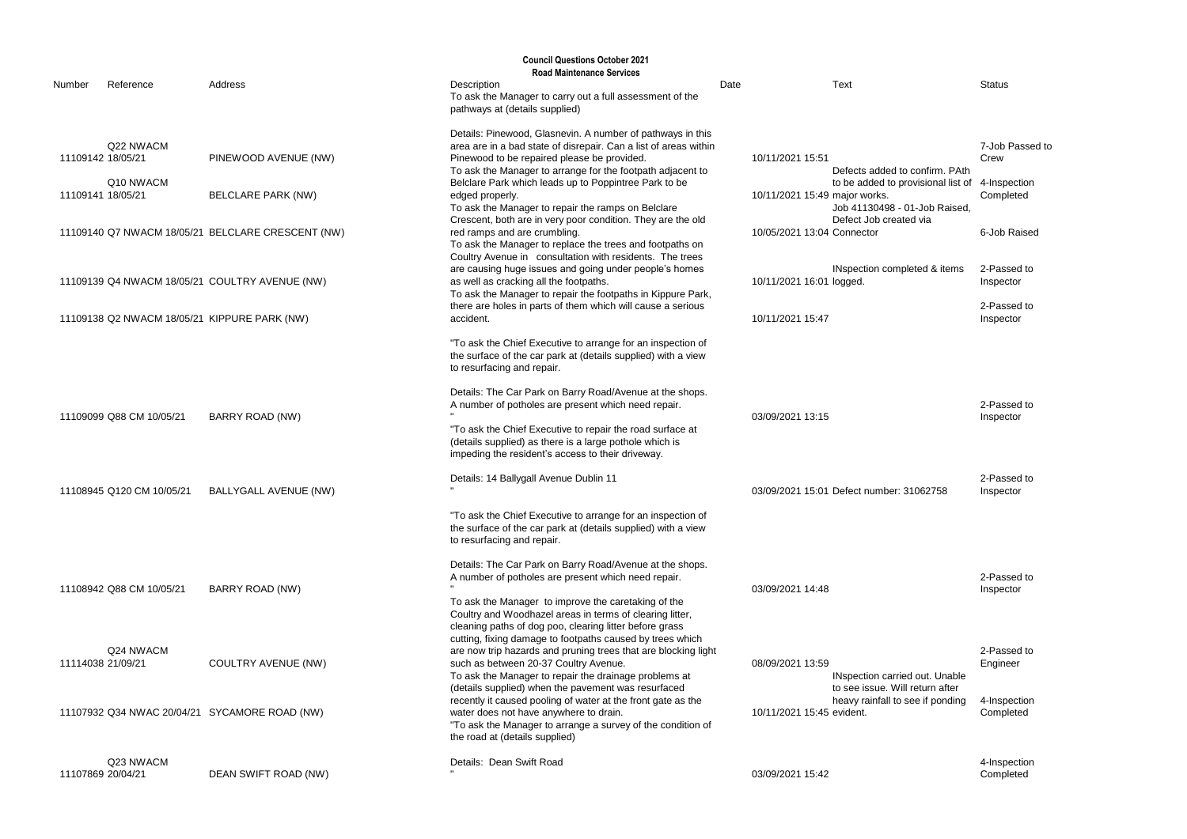**Council Questions October 2021**
**Road Maintenance Services**

| Number | Reference | Address | Description | Date | Text | Status |
|---|---|---|---|---|---|---|
| 11109142 | Q22 NWACM 18/05/21 | PINEWOOD AVENUE (NW) | To ask the Manager to carry out a full assessment of the pathways at (details supplied)<br><br>Details: Pinewood, Glasnevin. A number of pathways in this area are in a bad state of disrepair. Can a list of areas within Pinewood to be repaired please be provided. | 10/11/2021 15:51 | | 7-Job Passed to Crew |
| 11109141 | Q10 NWACM 18/05/21 | BELCLARE PARK (NW) | To ask the Manager to arrange for the footpath adjacent to Belclare Park which leads up to Poppintree Park to be edged properly. | 10/11/2021 15:49 | Defects added to confirm. PAth to be added to provisional list of major works. | 4-Inspection Completed |
| 11109140 | Q7 NWACM 18/05/21 | BELCLARE CRESCENT (NW) | To ask the Manager to repair the ramps on Belclare Crescent, both are in very poor condition. They are the old red ramps and are crumbling. | 10/05/2021 13:04 | Job 41130498 - 01-Job Raised, Defect Job created via Connector | 6-Job Raised |
| 11109139 | Q4 NWACM 18/05/21 | COULTRY AVENUE (NW) | To ask the Manager to replace the trees and footpaths on Coultry Avenue in consultation with residents. The trees are causing huge issues and going under people's homes as well as cracking all the footpaths. | 10/11/2021 16:01 | INspection completed & items logged. | 2-Passed to Inspector |
| 11109138 | Q2 NWACM 18/05/21 | KIPPURE PARK (NW) | To ask the Manager to repair the footpaths in Kippure Park, there are holes in parts of them which will cause a serious accident. | 10/11/2021 15:47 | | 2-Passed to Inspector |
| 11109099 | Q88 CM 10/05/21 | BARRY ROAD (NW) | "To ask the Chief Executive to arrange for an inspection of the surface of the car park at (details supplied) with a view to resurfacing and repair.<br><br>Details: The Car Park on Barry Road/Avenue at the shops. A number of potholes are present which need repair.<br>" | 03/09/2021 13:15 | | 2-Passed to Inspector |
| 11108945 | Q120 CM 10/05/21 | BALLYGALL AVENUE (NW) | "To ask the Chief Executive to repair the road surface at (details supplied) as there is a large pothole which is impeding the resident's access to their driveway.<br><br>Details: 14 Ballygall Avenue Dublin 11<br>" | 03/09/2021 15:01 | Defect number: 31062758 | 2-Passed to Inspector |
| 11108942 | Q88 CM 10/05/21 | BARRY ROAD (NW) | "To ask the Chief Executive to arrange for an inspection of the surface of the car park at (details supplied) with a view to resurfacing and repair.<br><br>Details: The Car Park on Barry Road/Avenue at the shops. A number of potholes are present which need repair.<br>" | 03/09/2021 14:48 | | 2-Passed to Inspector |
| 11114038 | Q24 NWACM 21/09/21 | COULTRY AVENUE (NW) | To ask the Manager to improve the caretaking of the Coultry and Woodhazel areas in terms of clearing litter, cleaning paths of dog poo, clearing litter before grass cutting, fixing damage to footpaths caused by trees which are now trip hazards and pruning trees that are blocking light such as between 20-37 Coultry Avenue. | 08/09/2021 13:59 | | 2-Passed to Engineer |
| 11107932 | Q34 NWAC 20/04/21 | SYCAMORE ROAD (NW) | To ask the Manager to repair the drainage problems at (details supplied) when the pavement was resurfaced recently it caused pooling of water at the front gate as the water does not have anywhere to drain. | 10/11/2021 15:45 | INspection carried out. Unable to see issue. Will return after heavy rainfall to see if ponding evident. | 4-Inspection Completed |
| 11107869 | Q23 NWACM 20/04/21 | DEAN SWIFT ROAD (NW) | "To ask the Manager to arrange a survey of the condition of the road at (details supplied)<br><br>Details: Dean Swift Road<br>" | 03/09/2021 15:42 | | 4-Inspection Completed |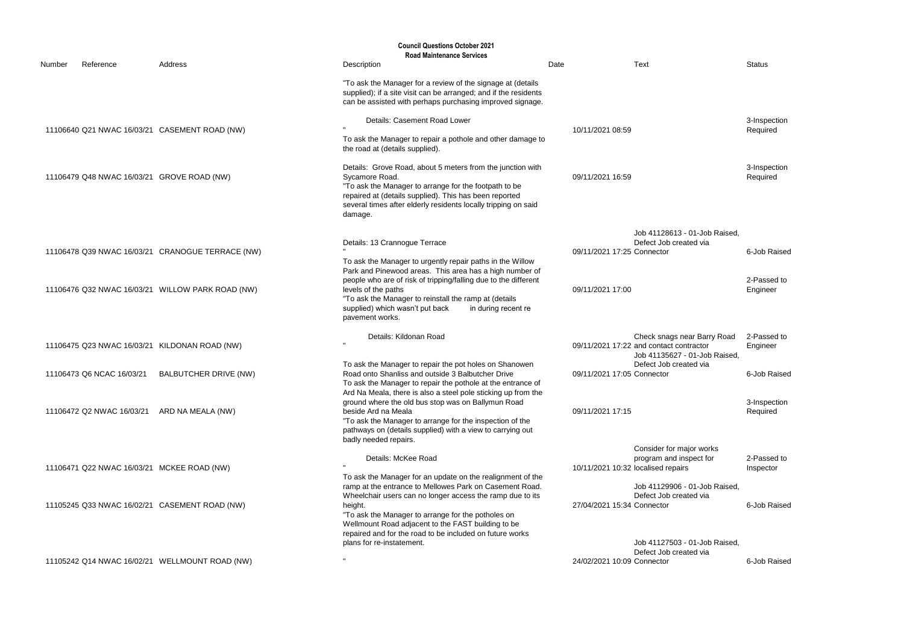**Council Questions October 2021**
**Road Maintenance Services**

| Number | Reference | Address | Description | Date | Text | Status |
|---|---|---|---|---|---|---|
| 11106640 | Q21 NWAC 16/03/21 | CASEMENT ROAD (NW) | "To ask the Manager for a review of the signage at (details supplied); if a site visit can be arranged; and if the residents can be assisted with perhaps purchasing improved signage. Details: Casement Road Lower " | 10/11/2021 08:59 | | 3-Inspection Required |
| 11106479 | Q48 NWAC 16/03/21 | GROVE ROAD (NW) | To ask the Manager to repair a pothole and other damage to the road at (details supplied). Details: Grove Road, about 5 meters from the junction with Sycamore Road. | 09/11/2021 16:59 | | 3-Inspection Required |
| 11106478 | Q39 NWAC 16/03/21 | CRANOGUE TERRACE (NW) | "To ask the Manager to arrange for the footpath to be repaired at (details supplied). This has been reported several times after elderly residents locally tripping on said damage. Details: 13 Crannogue Terrace " | 09/11/2021 17:25 | Job 41128613 - 01-Job Raised, Defect Job created via Connector | 6-Job Raised |
| 11106476 | Q32 NWAC 16/03/21 | WILLOW PARK ROAD (NW) | To ask the Manager to urgently repair paths in the Willow Park and Pinewood areas. This area has a high number of people who are of risk of tripping/falling due to the different levels of the paths | 09/11/2021 17:00 | | 2-Passed to Engineer |
| 11106475 | Q23 NWAC 16/03/21 | KILDONAN ROAD (NW) | "To ask the Manager to reinstall the ramp at (details supplied) which wasn't put back in during recent re pavement works. Details: Kildonan Road " | 09/11/2021 17:22 | Check snags near Barry Road and contact contractor | 2-Passed to Engineer |
| 11106473 | Q6 NCAC 16/03/21 | BALBUTCHER DRIVE (NW) | To ask the Manager to repair the pot holes on Shanowen Road onto Shanliss and outside 3 Balbutcher Drive | 09/11/2021 17:05 | Job 41135627 - 01-Job Raised, Defect Job created via Connector | 6-Job Raised |
| 11106472 | Q2 NWAC 16/03/21 | ARD NA MEALA (NW) | To ask the Manager to repair the pothole at the entrance of Ard Na Meala, there is also a steel pole sticking up from the ground where the old bus stop was on Ballymun Road beside Ard na Meala | 09/11/2021 17:15 | | 3-Inspection Required |
| 11106471 | Q22 NWAC 16/03/21 | MCKEE ROAD (NW) | "To ask the Manager to arrange for the inspection of the pathways on (details supplied) with a view to carrying out badly needed repairs. Details: McKee Road " | 10/11/2021 10:32 | Consider for major works program and inspect for localised repairs | 2-Passed to Inspector |
| 11105245 | Q33 NWAC 16/02/21 | CASEMENT ROAD (NW) | To ask the Manager for an update on the realignment of the ramp at the entrance to Mellowes Park on Casement Road. Wheelchair users can no longer access the ramp due to its height. | 27/04/2021 15:34 | Job 41129906 - 01-Job Raised, Defect Job created via Connector | 6-Job Raised |
| 11105242 | Q14 NWAC 16/02/21 | WELLMOUNT ROAD (NW) | "To ask the Manager to arrange for the potholes on Wellmount Road adjacent to the FAST building to be repaired and for the road to be included on future works plans for re-instatement. " | 24/02/2021 10:09 | Job 41127503 - 01-Job Raised, Defect Job created via Connector | 6-Job Raised |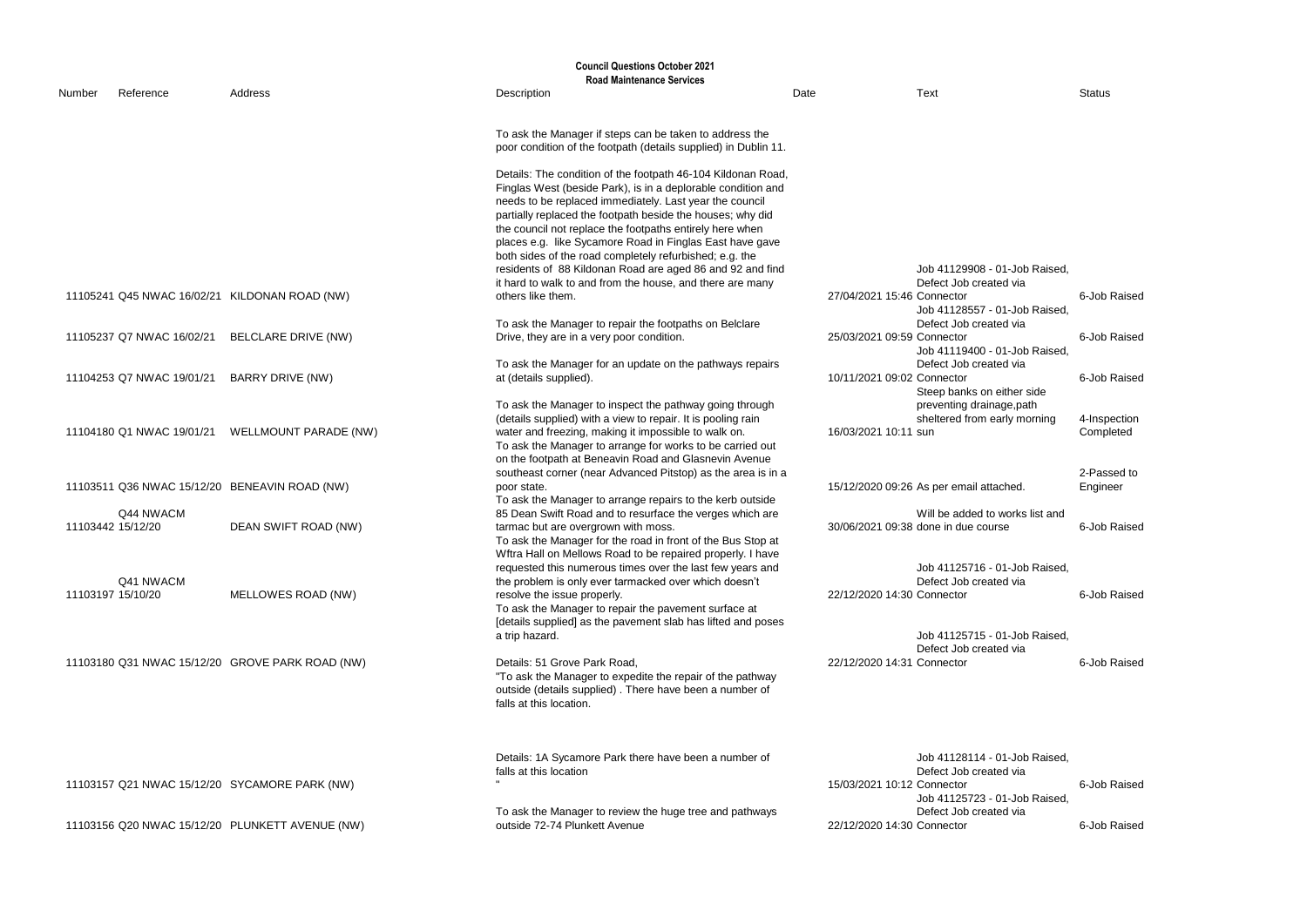**Council Questions October 2021**

**Road Maintenance Services**

| Number | Reference | Address | Description | Date | Text | Status |
|---|---|---|---|---|---|---|
| 11105241 | Q45 NWAC 16/02/21 | KILDONAN ROAD (NW) | To ask the Manager if steps can be taken to address the poor condition of the footpath (details supplied) in Dublin 11. Details: The condition of the footpath 46-104 Kildonan Road, Finglas West (beside Park), is in a deplorable condition and needs to be replaced immediately. Last year the council partially replaced the footpath beside the houses; why did the council not replace the footpaths entirely here when places e.g. like Sycamore Road in Finglas East have gave both sides of the road completely refurbished; e.g. the residents of 88 Kildonan Road are aged 86 and 92 and find it hard to walk to and from the house, and there are many others like them. | 27/04/2021 15:46 | Job 41129908 - 01-Job Raised, Defect Job created via Connector | 6-Job Raised |
| 11105237 | Q7 NWAC 16/02/21 | BELCLARE DRIVE (NW) | To ask the Manager to repair the footpaths on Belclare Drive, they are in a very poor condition. | 25/03/2021 09:59 | Job 41128557 - 01-Job Raised, Defect Job created via Connector | 6-Job Raised |
| 11104253 | Q7 NWAC 19/01/21 | BARRY DRIVE (NW) | To ask the Manager for an update on the pathways repairs at (details supplied). | 10/11/2021 09:02 | Job 41119400 - 01-Job Raised, Defect Job created via Connector | 6-Job Raised |
| 11104180 | Q1 NWAC 19/01/21 | WELLMOUNT PARADE (NW) | To ask the Manager to inspect the pathway going through (details supplied) with a view to repair. It is pooling rain water and freezing, making it impossible to walk on. | 16/03/2021 10:11 | Steep banks on either side preventing drainage,path sheltered from early morning sun | 4-Inspection Completed |
| 11103511 | Q36 NWAC 15/12/20 | BENEAVIN ROAD (NW) | To ask the Manager to arrange for works to be carried out on the footpath at Beneavin Road and Glasnevin Avenue southeast corner (near Advanced Pitstop) as the area is in a poor state. | 15/12/2020 09:26 | As per email attached. | 2-Passed to Engineer |
| 11103442 | Q44 NWACM 15/12/20 | DEAN SWIFT ROAD (NW) | To ask the Manager to arrange repairs to the kerb outside 85 Dean Swift Road and to resurface the verges which are tarmac but are overgrown with moss. | 30/06/2021 09:38 | Will be added to works list and done in due course | 6-Job Raised |
| 11103197 | Q41 NWACM 15/10/20 | MELLOWES ROAD (NW) | To ask the Manager for the road in front of the Bus Stop at Wftra Hall on Mellows Road to be repaired properly. I have requested this numerous times over the last few years and the problem is only ever tarmacked over which doesn't resolve the issue properly. | 22/12/2020 14:30 | Job 41125716 - 01-Job Raised, Defect Job created via Connector | 6-Job Raised |
| 11103180 | Q31 NWAC 15/12/20 | GROVE PARK ROAD (NW) | To ask the Manager to repair the pavement surface at [details supplied] as the pavement slab has lifted and poses a trip hazard. Details: 51 Grove Park Road, | 22/12/2020 14:31 | Job 41125715 - 01-Job Raised, Defect Job created via Connector | 6-Job Raised |
| 11103157 | Q21 NWAC 15/12/20 | SYCAMORE PARK (NW) | "To ask the Manager to expedite the repair of the pathway outside (details supplied) . There have been a number of falls at this location. Details: 1A Sycamore Park there have been a number of falls at this location " | 15/03/2021 10:12 | Job 41128114 - 01-Job Raised, Defect Job created via Connector | 6-Job Raised |
| 11103156 | Q20 NWAC 15/12/20 | PLUNKETT AVENUE (NW) | To ask the Manager to review the huge tree and pathways outside 72-74 Plunkett Avenue | 22/12/2020 14:30 | Job 41125723 - 01-Job Raised, Defect Job created via Connector | 6-Job Raised |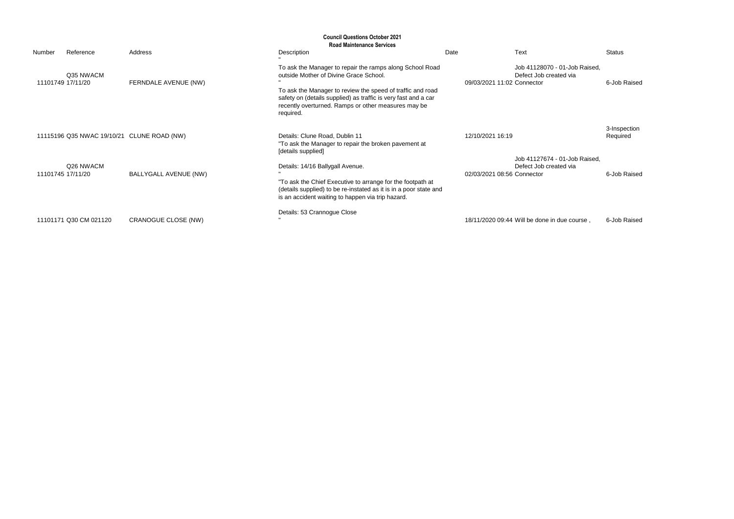**Council Questions October 2021**
**Road Maintenance Services**

| Number | Reference | Address | Description | Date | Text | Status |
|---|---|---|---|---|---|---|
| 11101749 | Q35 NWACM 17/11/20 | FERNDALE AVENUE (NW) | " To ask the Manager to repair the ramps along School Road outside Mother of Divine Grace School. " To ask the Manager to review the speed of traffic and road safety on (details supplied) as traffic is very fast and a car recently overturned. Ramps or other measures may be required. | 09/03/2021 11:02 | Job 41128070 - 01-Job Raised, Defect Job created via Connector | 6-Job Raised |
| 11115196 | Q35 NWAC 19/10/21 | CLUNE ROAD (NW) | Details: Clune Road, Dublin 11 "To ask the Manager to repair the broken pavement at [details supplied] | 12/10/2021 16:19 | | 3-Inspection Required |
| 11101745 | Q26 NWACM 17/11/20 | BALLYGALL AVENUE (NW) | Details: 14/16 Ballygall Avenue. " "To ask the Chief Executive to arrange for the footpath at (details supplied) to be re-instated as it is in a poor state and is an accident waiting to happen via trip hazard. | 02/03/2021 08:56 | Job 41127674 - 01-Job Raised, Defect Job created via Connector | 6-Job Raised |
| 11101171 | Q30 CM 021120 | CRANOGUE CLOSE (NW) | Details: 53 Crannogue Close " | 18/11/2020 09:44 | Will be done in due course , | 6-Job Raised |